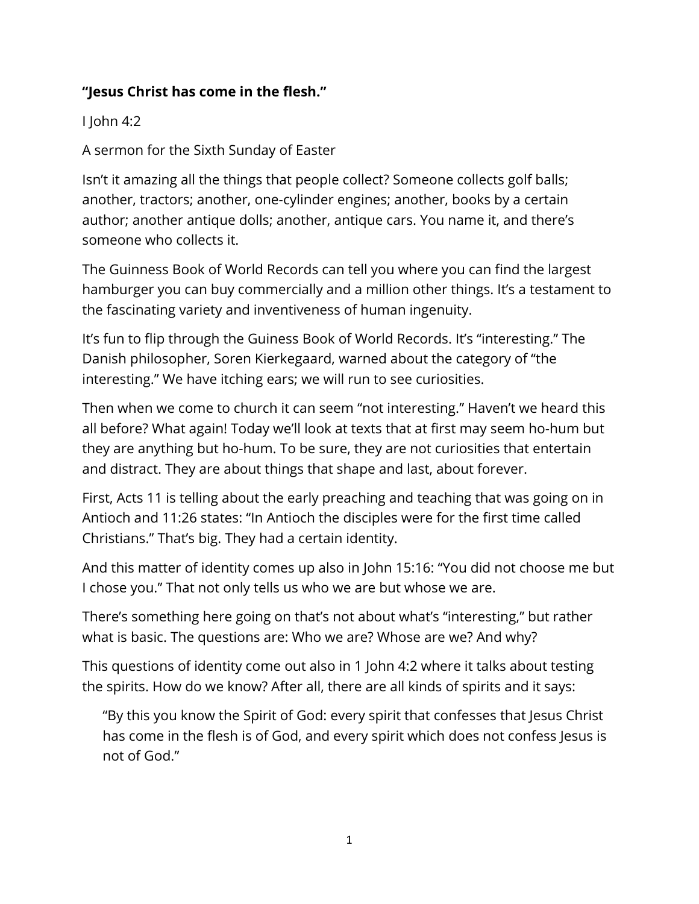**“Jesus Christ has come in the flesh.”**

I John 4:2

A sermon for the Sixth Sunday of Easter

Isn’t it amazing all the things that people collect? Someone collects golf balls; another, tractors; another, one-cylinder engines; another, books by a certain author; another antique dolls; another, antique cars. You name it, and there’s someone who collects it.

The Guinness Book of World Records can tell you where you can find the largest hamburger you can buy commercially and a million other things. It’s a testament to the fascinating variety and inventiveness of human ingenuity.

It’s fun to flip through the Guiness Book of World Records. It’s “interesting.” The Danish philosopher, Soren Kierkegaard, warned about the category of “the interesting.” We have itching ears; we will run to see curiosities.

Then when we come to church it can seem “not interesting.” Haven’t we heard this all before? What again! Today we’ll look at texts that at first may seem ho-hum but they are anything but ho-hum. To be sure, they are not curiosities that entertain and distract. They are about things that shape and last, about forever.

First, Acts 11 is telling about the early preaching and teaching that was going on in Antioch and 11:26 states: “In Antioch the disciples were for the first time called Christians.” That’s big. They had a certain identity.

And this matter of identity comes up also in John 15:16: “You did not choose me but I chose you.” That not only tells us who we are but whose we are.

There’s something here going on that’s not about what’s “interesting,” but rather what is basic. The questions are: Who we are? Whose are we? And why?

This questions of identity come out also in 1 John 4:2 where it talks about testing the spirits. How do we know? After all, there are all kinds of spirits and it says:

> “By this you know the Spirit of God: every spirit that confesses that Jesus Christ has come in the flesh is of God, and every spirit which does not confess Jesus is not of God.”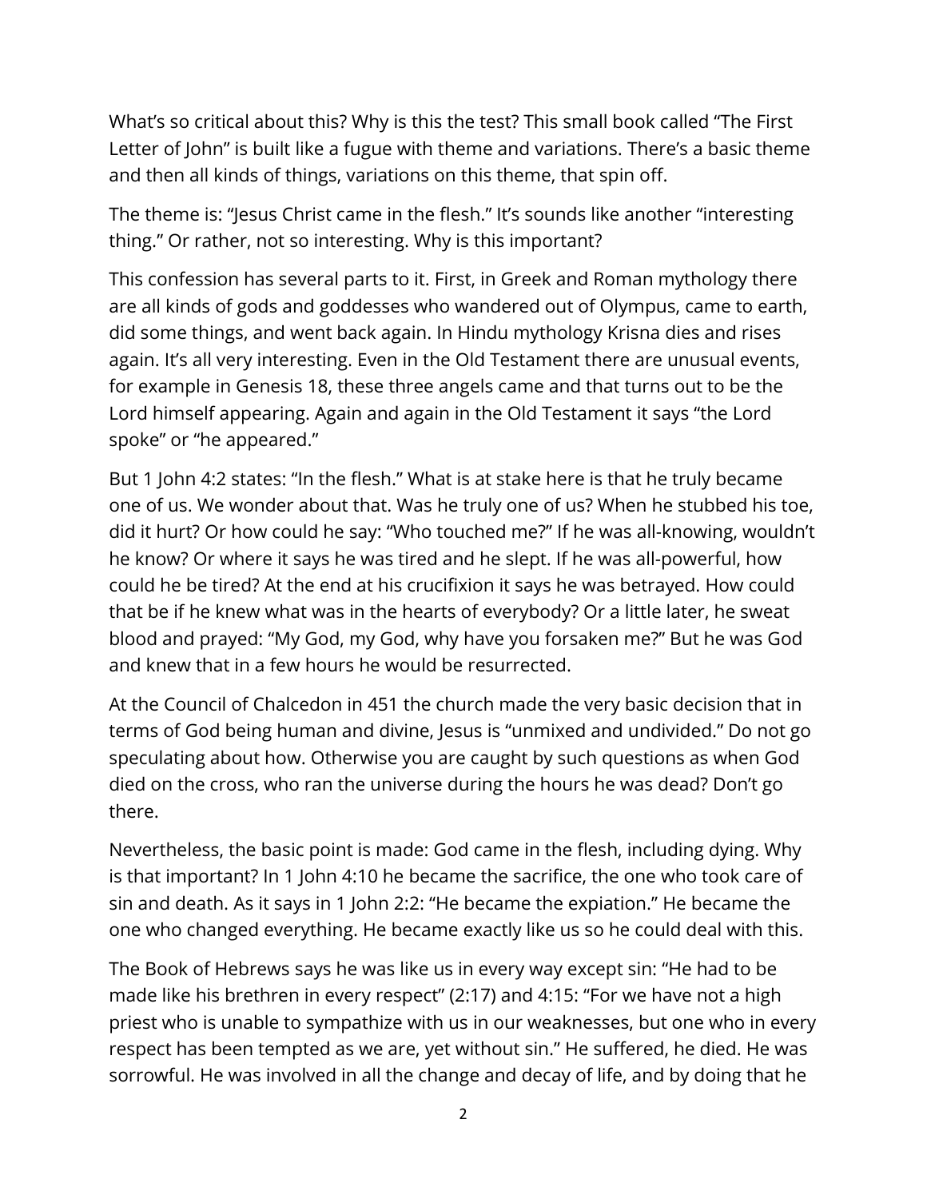What's so critical about this? Why is this the test? This small book called "The First Letter of John" is built like a fugue with theme and variations. There's a basic theme and then all kinds of things, variations on this theme, that spin off.

The theme is: "Jesus Christ came in the flesh." It's sounds like another "interesting thing." Or rather, not so interesting. Why is this important?

This confession has several parts to it. First, in Greek and Roman mythology there are all kinds of gods and goddesses who wandered out of Olympus, came to earth, did some things, and went back again. In Hindu mythology Krisna dies and rises again. It's all very interesting. Even in the Old Testament there are unusual events, for example in Genesis 18, these three angels came and that turns out to be the Lord himself appearing. Again and again in the Old Testament it says "the Lord spoke" or "he appeared."

But 1 John 4:2 states: "In the flesh." What is at stake here is that he truly became one of us. We wonder about that. Was he truly one of us? When he stubbed his toe, did it hurt? Or how could he say: "Who touched me?" If he was all-knowing, wouldn't he know? Or where it says he was tired and he slept. If he was all-powerful, how could he be tired? At the end at his crucifixion it says he was betrayed. How could that be if he knew what was in the hearts of everybody? Or a little later, he sweat blood and prayed: "My God, my God, why have you forsaken me?" But he was God and knew that in a few hours he would be resurrected.

At the Council of Chalcedon in 451 the church made the very basic decision that in terms of God being human and divine, Jesus is "unmixed and undivided." Do not go speculating about how. Otherwise you are caught by such questions as when God died on the cross, who ran the universe during the hours he was dead? Don't go there.

Nevertheless, the basic point is made: God came in the flesh, including dying. Why is that important? In 1 John 4:10 he became the sacrifice, the one who took care of sin and death. As it says in 1 John 2:2: "He became the expiation." He became the one who changed everything. He became exactly like us so he could deal with this.

The Book of Hebrews says he was like us in every way except sin: "He had to be made like his brethren in every respect" (2:17) and 4:15: "For we have not a high priest who is unable to sympathize with us in our weaknesses, but one who in every respect has been tempted as we are, yet without sin." He suffered, he died. He was sorrowful. He was involved in all the change and decay of life, and by doing that he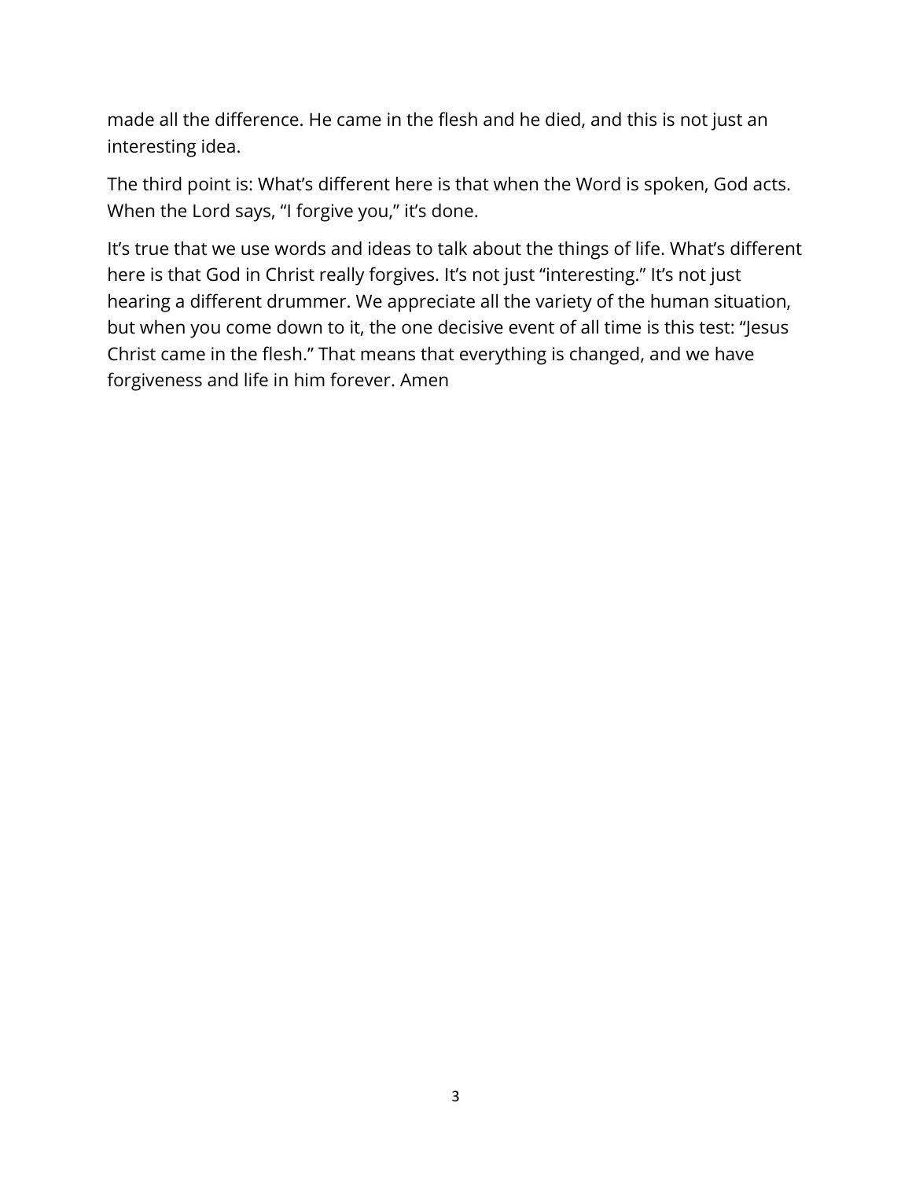made all the difference. He came in the flesh and he died, and this is not just an interesting idea.

The third point is: What's different here is that when the Word is spoken, God acts. When the Lord says, "I forgive you," it's done.

It's true that we use words and ideas to talk about the things of life. What's different here is that God in Christ really forgives. It's not just "interesting." It's not just hearing a different drummer. We appreciate all the variety of the human situation, but when you come down to it, the one decisive event of all time is this test: "Jesus Christ came in the flesh." That means that everything is changed, and we have forgiveness and life in him forever. Amen